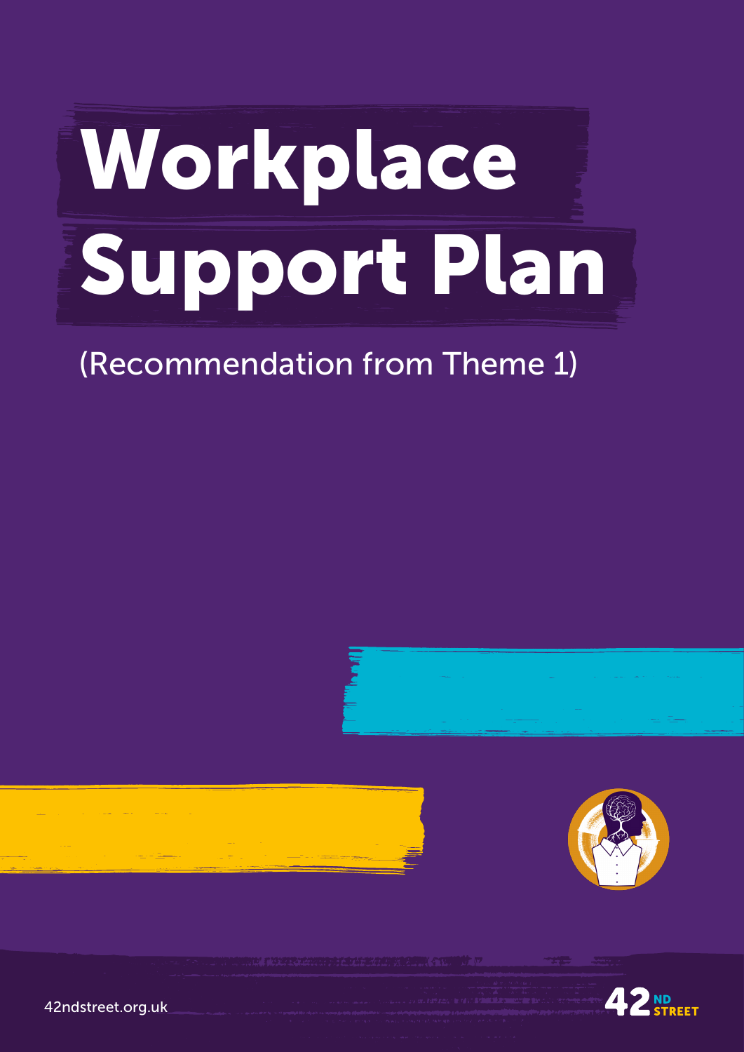# Workplace Support Plan

(Recommendation from Theme 1)

42ndstreet.org.uk

42ND STREET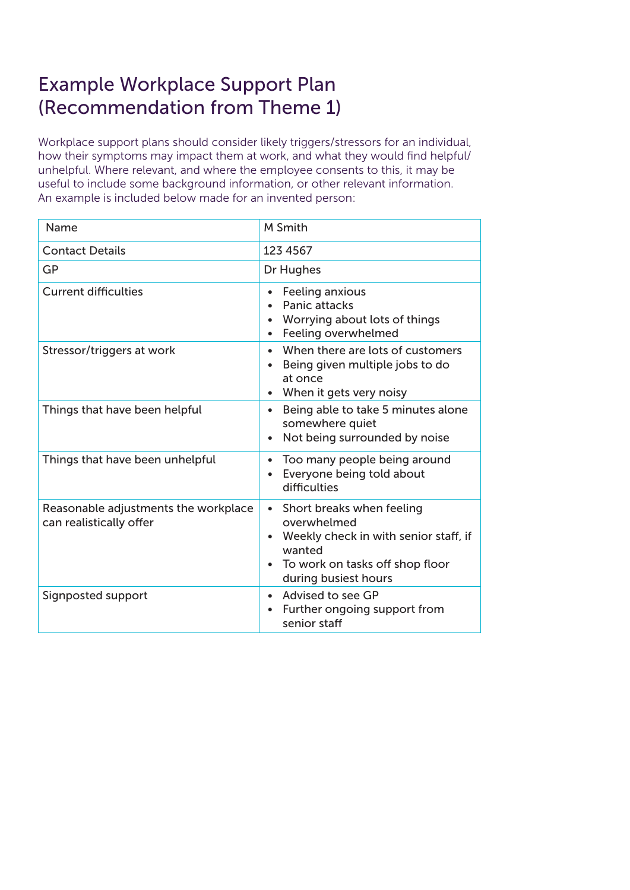# Example Workplace Support Plan (Recommendation from Theme 1)

Workplace support plans should consider likely triggers/stressors for an individual, how their symptoms may impact them at work, and what they would find helpful/unhelpful. Where relevant, and where the employee consents to this, it may be useful to include some background information, or other relevant information. An example is included below made for an invented person:

| | |
|---|---|
| Name | M Smith |
| Contact Details | 123 4567 |
| GP | Dr Hughes |
| Current difficulties | • Feeling anxious<br>• Panic attacks<br>• Worrying about lots of things<br>• Feeling overwhelmed |
| Stressor/triggers at work | • When there are lots of customers<br>• Being given multiple jobs to do at once<br>• When it gets very noisy |
| Things that have been helpful | • Being able to take 5 minutes alone somewhere quiet<br>• Not being surrounded by noise |
| Things that have been unhelpful | • Too many people being around<br>• Everyone being told about difficulties |
| Reasonable adjustments the workplace can realistically offer | • Short breaks when feeling overwhelmed<br>• Weekly check in with senior staff, if wanted<br>• To work on tasks off shop floor during busiest hours |
| Signposted support | • Advised to see GP<br>• Further ongoing support from senior staff |